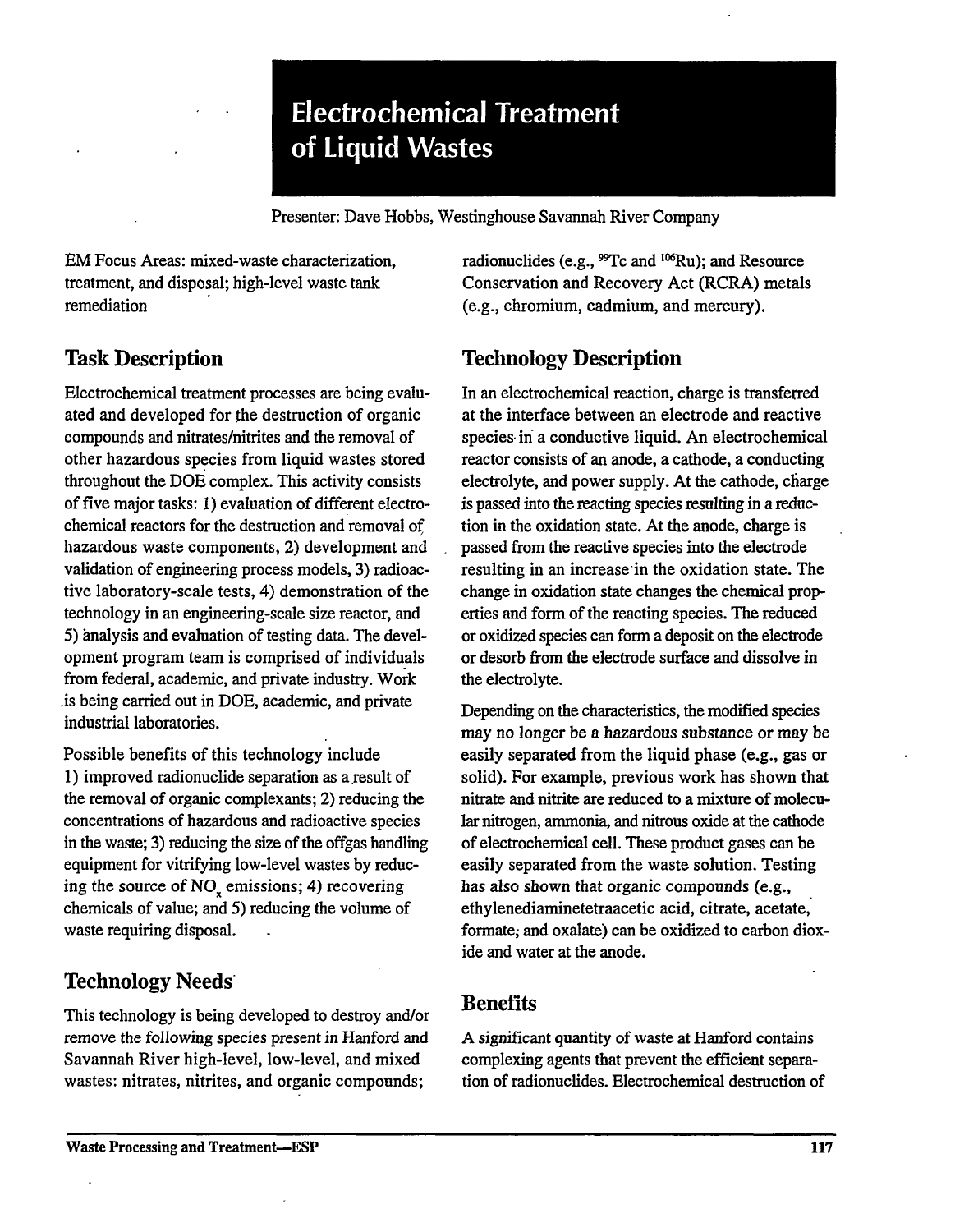# Electrochemical Treatment of Liquid Wastes

Presenter: Dave Hobbs, Westinghouse Savannah River Company

EM Focus Areas: mixed-waste characterization, treatment, and disposal; high-level waste tank remediation

## Task Description

Electrochemical treatment processes are being evaluated and developed for the destruction of organic compounds and nitrates/nitrites and the removal of other hazardous species from liquid wastes stored throughout the DOE complex. This activity consists of five major tasks: 1) evaluation of different electrochemical reactors for the destruction and removal of hazardous waste components, 2) development and validation of engineering process models, 3) radioactive laboratory-scale tests, 4) demonstration of the technology in an engineering-scale size reactor, and 5) analysis and evaluation of testing data. The development program team is comprised of individuals from federal, academic, and private industry. Work is being carried out in DOE, academic, and private industrial laboratories.

Possible benefits of this technology include 1) improved radionuclide separation as a result of the removal of organic complexants; 2) reducing the concentrations of hazardous and radioactive species in the waste; 3) reducing the size of the offgas handling equipment for vitrifying low-level wastes by reducing the source of $NO_x$ emissions; 4) recovering chemicals of value; and 5) reducing the volume of waste requiring disposal.

## Technology Needs

This technology is being developed to destroy and/or remove the following species present in Hanford and Savannah River high-level, low-level, and mixed wastes: nitrates, nitrites, and organic compounds; radionuclides (e.g., $^{99}Tc$ and $^{106}Ru$); and Resource Conservation and Recovery Act (RCRA) metals (e.g., chromium, cadmium, and mercury).

## Technology Description

In an electrochemical reaction, charge is transferred at the interface between an electrode and reactive species in a conductive liquid. An electrochemical reactor consists of an anode, a cathode, a conducting electrolyte, and power supply. At the cathode, charge is passed into the reacting species resulting in a reduction in the oxidation state. At the anode, charge is passed from the reactive species into the electrode resulting in an increase in the oxidation state. The change in oxidation state changes the chemical properties and form of the reacting species. The reduced or oxidized species can form a deposit on the electrode or desorb from the electrode surface and dissolve in the electrolyte.

Depending on the characteristics, the modified species may no longer be a hazardous substance or may be easily separated from the liquid phase (e.g., gas or solid). For example, previous work has shown that nitrate and nitrite are reduced to a mixture of molecular nitrogen, ammonia, and nitrous oxide at the cathode of electrochemical cell. These product gases can be easily separated from the waste solution. Testing has also shown that organic compounds (e.g., ethylenediaminetetraacetic acid, citrate, acetate, formate, and oxalate) can be oxidized to carbon dioxide and water at the anode.

## Benefits

A significant quantity of waste at Hanford contains complexing agents that prevent the efficient separation of radionuclides. Electrochemical destruction of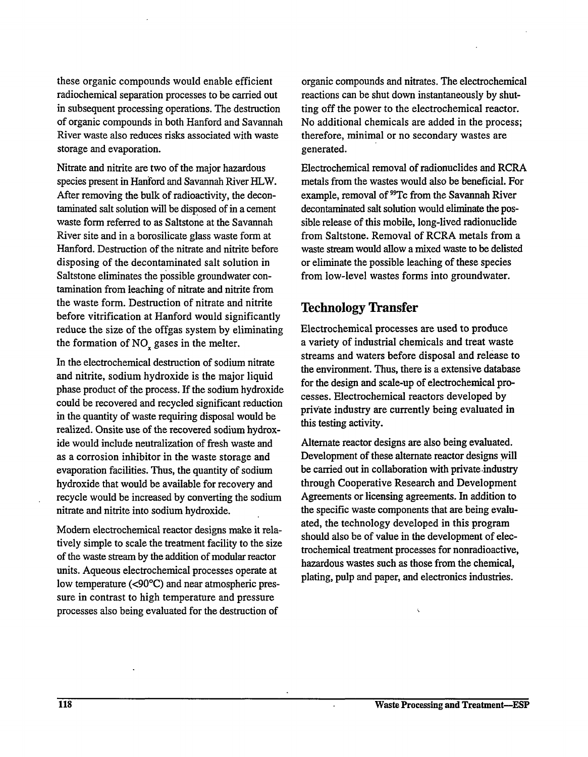these organic compounds would enable efficient radiochemical separation processes to be carried out in subsequent processing operations. The destruction of organic compounds in both Hanford and Savannah River waste also reduces risks associated with waste storage and evaporation.

Nitrate and nitrite are two of the major hazardous species present in Hanford and Savannah River HLW. After removing the bulk of radioactivity, the decontaminated salt solution will be disposed of in a cement waste form referred to as Saltstone at the Savannah River site and in a borosilicate glass waste form at Hanford. Destruction of the nitrate and nitrite before disposing of the decontaminated salt solution in Saltstone eliminates the possible groundwater contamination from leaching of nitrate and nitrite from the waste form. Destruction of nitrate and nitrite before vitrification at Hanford would significantly reduce the size of the offgas system by eliminating the formation of $NO_x$ gases in the melter.

In the electrochemical destruction of sodium nitrate and nitrite, sodium hydroxide is the major liquid phase product of the process. If the sodium hydroxide could be recovered and recycled significant reduction in the quantity of waste requiring disposal would be realized. Onsite use of the recovered sodium hydroxide would include neutralization of fresh waste and as a corrosion inhibitor in the waste storage and evaporation facilities. Thus, the quantity of sodium hydroxide that would be available for recovery and recycle would be increased by converting the sodium nitrate and nitrite into sodium hydroxide.

Modern electrochemical reactor designs make it relatively simple to scale the treatment facility to the size of the waste stream by the addition of modular reactor units. Aqueous electrochemical processes operate at low temperature (<90°C) and near atmospheric pressure in contrast to high temperature and pressure processes also being evaluated for the destruction of organic compounds and nitrates. The electrochemical reactions can be shut down instantaneously by shutting off the power to the electrochemical reactor. No additional chemicals are added in the process; therefore, minimal or no secondary wastes are generated.

Electrochemical removal of radionuclides and RCRA metals from the wastes would also be beneficial. For example, removal of $^{99}Tc$ from the Savannah River decontaminated salt solution would eliminate the possible release of this mobile, long-lived radionuclide from Saltstone. Removal of RCRA metals from a waste stream would allow a mixed waste to be delisted or eliminate the possible leaching of these species from low-level wastes forms into groundwater.

## Technology Transfer

Electrochemical processes are used to produce a variety of industrial chemicals and treat waste streams and waters before disposal and release to the environment. Thus, there is a extensive database for the design and scale-up of electrochemical processes. Electrochemical reactors developed by private industry are currently being evaluated in this testing activity.

Alternate reactor designs are also being evaluated. Development of these alternate reactor designs will be carried out in collaboration with private industry through Cooperative Research and Development Agreements or licensing agreements. In addition to the specific waste components that are being evaluated, the technology developed in this program should also be of value in the development of electrochemical treatment processes for nonradioactive, hazardous wastes such as those from the chemical, plating, pulp and paper, and electronics industries.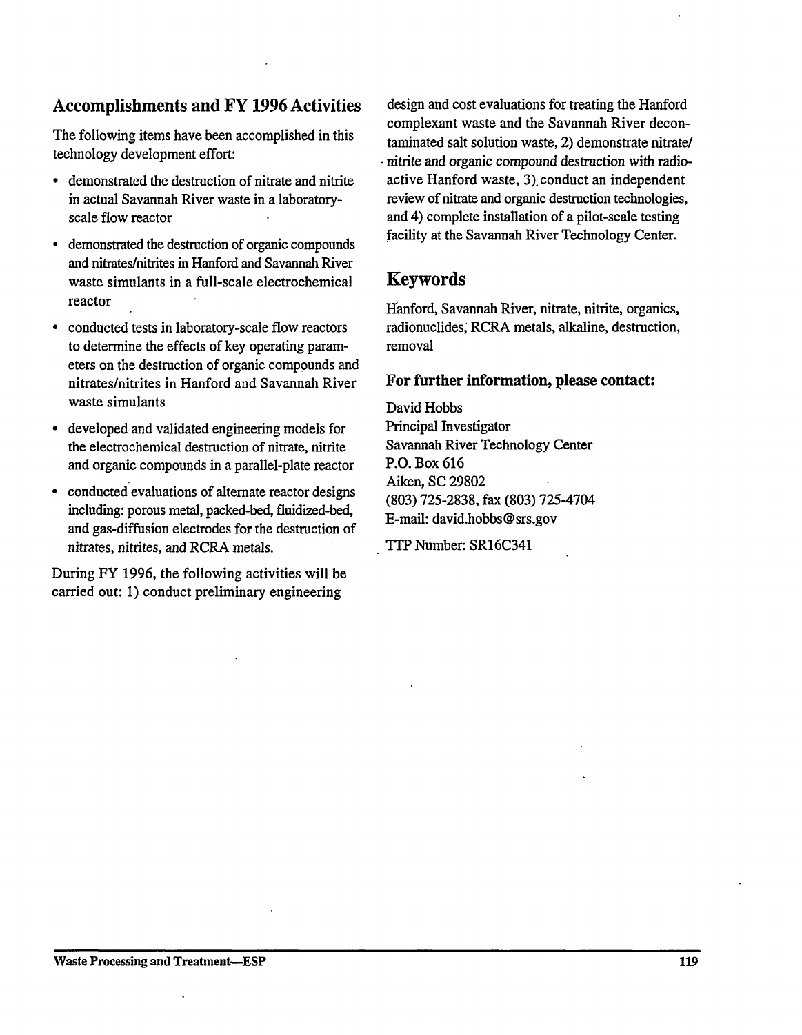## Accomplishments and FY 1996 Activities

The following items have been accomplished in this technology development effort:

- demonstrated the destruction of nitrate and nitrite in actual Savannah River waste in a laboratory-scale flow reactor
- demonstrated the destruction of organic compounds and nitrates/nitrites in Hanford and Savannah River waste simulants in a full-scale electrochemical reactor
- conducted tests in laboratory-scale flow reactors to determine the effects of key operating parameters on the destruction of organic compounds and nitrates/nitrites in Hanford and Savannah River waste simulants
- developed and validated engineering models for the electrochemical destruction of nitrate, nitrite and organic compounds in a parallel-plate reactor
- conducted evaluations of alternate reactor designs including: porous metal, packed-bed, fluidized-bed, and gas-diffusion electrodes for the destruction of nitrates, nitrites, and RCRA metals.

During FY 1996, the following activities will be carried out: 1) conduct preliminary engineering design and cost evaluations for treating the Hanford complexant waste and the Savannah River decontaminated salt solution waste, 2) demonstrate nitrate/nitrite and organic compound destruction with radioactive Hanford waste, 3) conduct an independent review of nitrate and organic destruction technologies, and 4) complete installation of a pilot-scale testing facility at the Savannah River Technology Center.

## Keywords

Hanford, Savannah River, nitrate, nitrite, organics, radionuclides, RCRA metals, alkaline, destruction, removal

### For further information, please contact:

David Hobbs
Principal Investigator
Savannah River Technology Center
P.O. Box 616
Aiken, SC 29802
(803) 725-2838, fax (803) 725-4704
E-mail: david.hobbs@srs.gov

TTP Number: SR16C341